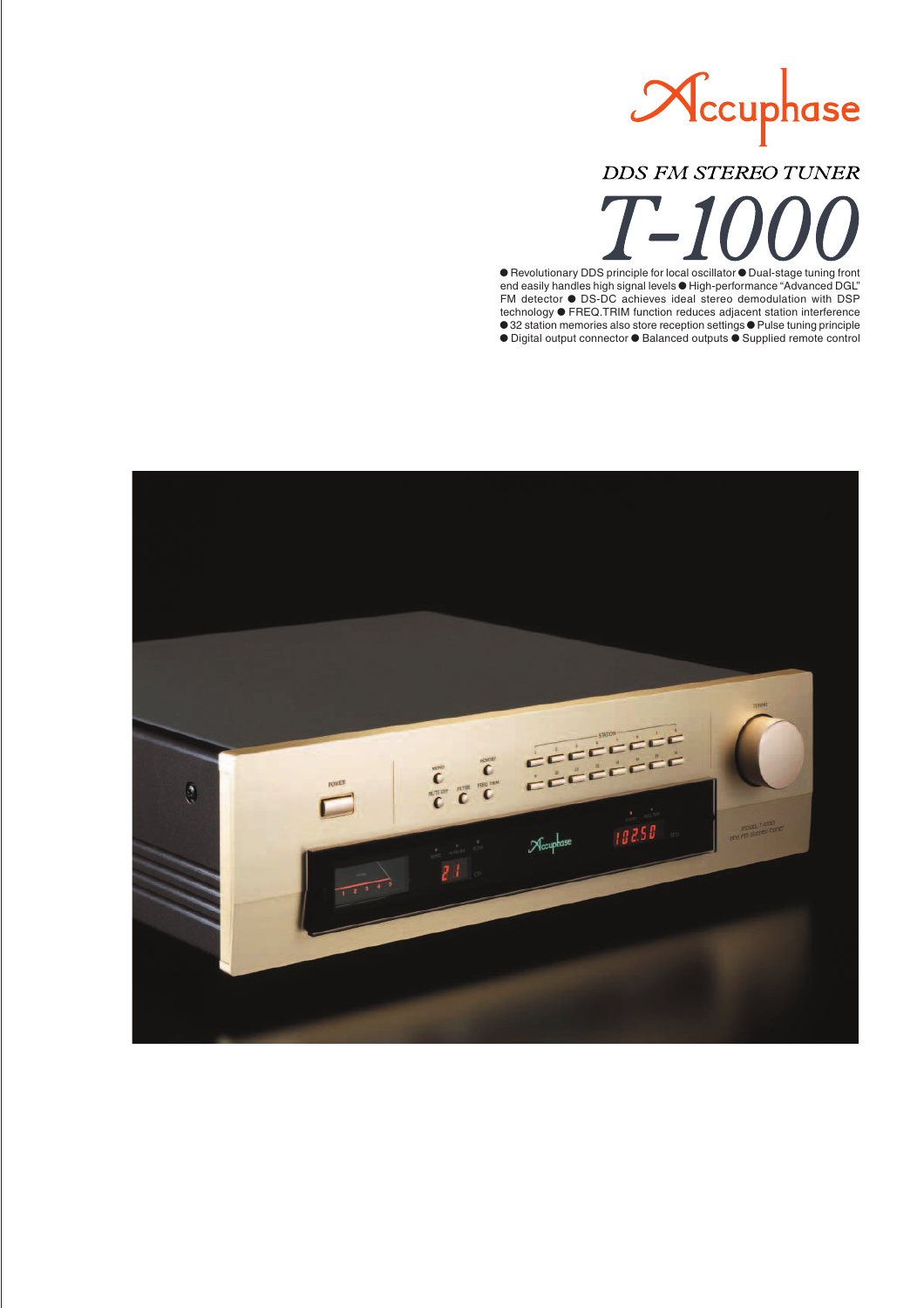Accuphase

*DDS FM STEREO TUNER*

# *T-1000*

● Revolutionary DDS principle for local oscillator ● Dual-stage tuning front end easily handles high signal levels ● High-performance "Advanced DGL" FM detector ● DS-DC achieves ideal stereo demodulation with DSP technology ● FREQ.TRIM function reduces adjacent station interference ● 32 station memories also store reception settings ● Pulse tuning principle ● Digital output connector ● Balanced outputs ● Supplied remote control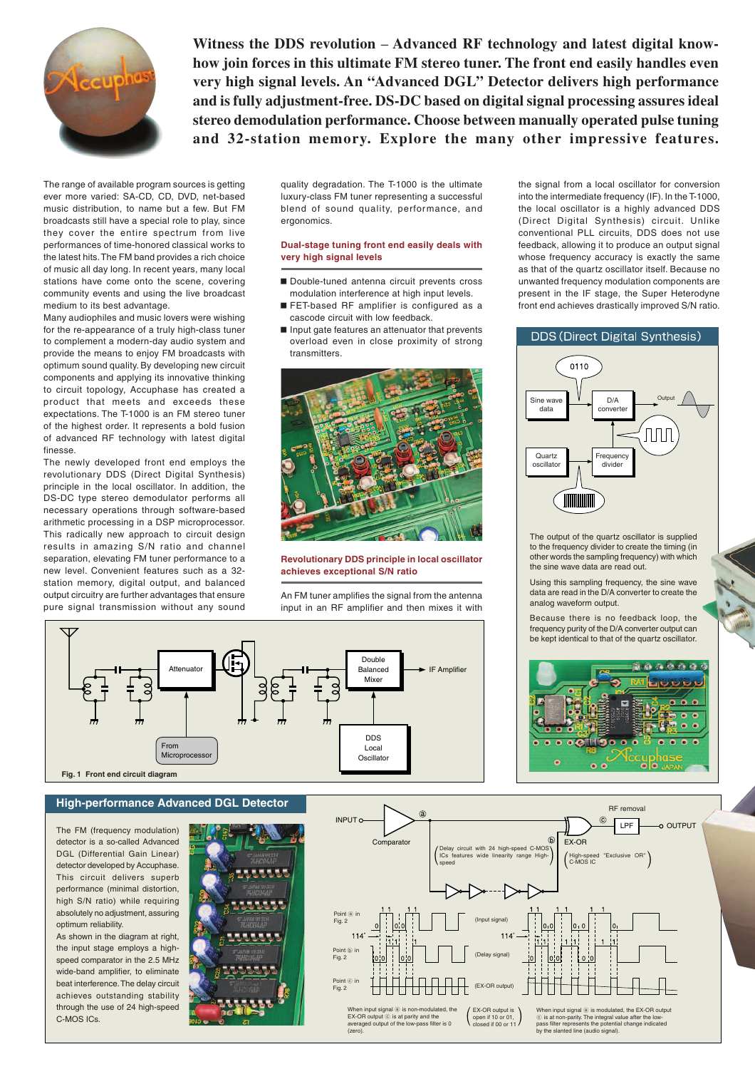**Witness the DDS revolution – Advanced RF technology and latest digital know-how join forces in this ultimate FM stereo tuner. The front end easily handles even very high signal levels. An "Advanced DGL" Detector delivers high performance and is fully adjustment-free. DS-DC based on digital signal processing assures ideal stereo demodulation performance. Choose between manually operated pulse tuning and 32-station memory. Explore the many other impressive features.**

The range of available program sources is getting ever more varied: SA-CD, CD, DVD, net-based music distribution, to name but a few. But FM broadcasts still have a special role to play, since they cover the entire spectrum from live performances of time-honored classical works to the latest hits. The FM band provides a rich choice of music all day long. In recent years, many local stations have come onto the scene, covering community events and using the live broadcast medium to its best advantage.

Many audiophiles and music lovers were wishing for the re-appearance of a truly high-class tuner to complement a modern-day system and provide the means to enjoy FM broadcasts with optimum sound quality. By developing new circuit components and applying its innovative thinking to circuit topology, Accuphase has created a product that meets and exceeds these expectations. The T-1000 is an FM stereo tuner of the highest order. It represents a bold fusion of advanced RF technology with latest digital finesse.

The newly developed front end employs the revolutionary DDS (Direct Digital Synthesis) principle in the local oscillator. In addition, the DS-DC type stereo demodulator performs all necessary operations through software-based arithmetic processing in a DSP microprocessor. This radically new approach to circuit design results in amazing S/N ratio and channel separation, elevating FM tuner performance to a new level. Convenient features such as a 32-station memory, digital output, and balanced output circuitry are further advantages that ensure pure signal transmission without any sound quality degradation. The T-1000 is the ultimate luxury-class FM tuner representing a successful blend of sound quality, performance, and ergonomics.

## Dual-stage tuning front end easily deals with very high signal levels

- Double-tuned antenna circuit prevents cross modulation interference at high input levels.
- FET-based RF amplifier is configured as a cascode circuit with low feedback.
- Input gate features an attenuator that prevents overload even in close proximity of strong transmitters.

## Revolutionary DDS principle in local oscillator achieves exceptional S/N ratio

An FM tuner amplifies the signal from the antenna input in an RF amplifier and then mixes it with the signal from a local oscillator for conversion into the intermediate frequency (IF). In the T-1000, the local oscillator is a highly advanced DDS (Direct Digital Synthesis) circuit. Unlike conventional PLL circuits, DDS does not use feedback, allowing it to produce an output signal whose frequency accuracy is exactly the same as that of the quartz oscillator itself. Because no unwanted frequency modulation components are present in the IF stage, the Super Heterodyne front end achieves drastically improved S/N ratio.

### DDS (Direct Digital Synthesis)

0110 | Sine wave data | D/A converter | Output | Quartz oscillator | Frequency divider

The output of the quartz oscillator is supplied to the frequency divider to create the timing (in other words the sampling frequency) with which the sine wave data are read out.

Using this sampling frequency, the sine wave data are read in the D/A converter to create the analog waveform output.

Because there is no feedback loop, the frequency purity of the D/A converter output can be kept identical to that of the quartz oscillator.

Attenuator | Double Balanced Mixer | IF Amplifier | From Microprocessor | DDS Local Oscillator

**Fig. 1 Front end circuit diagram**

## High-performance Advanced DGL Detector

The FM (frequency modulation) detector is a so-called Advanced DGL (Differential Gain Linear) detector developed by Accuphase. This circuit delivers superb performance (minimal distortion, high S/N ratio) while requiring absolutely no adjustment, assuring optimum reliability.

As shown in the diagram at right, the input stage employs a high-speed comparator in the 2.5 MHz wide-band amplifier, to eliminate beat interference. The delay circuit achieves outstanding stability through the use of 24 high-speed C-MOS ICs.

INPUT | Comparator | ⓐ | ⓑ | EX-OR | ⓒ | RF removal | LPF | OUTPUT

(Delay circuit with 24 high-speed C-MOS ICs features wide linearity range High-speed)

(High-speed "Exclusive OR" C-MOS IC)

Point ⓐ in Fig. 2 (Input signal)

Point ⓑ in Fig. 2 (Delay signal)

Point ⓒ in Fig. 2 (EX-OR output)

When input signal ⓐ is non-modulated, the EX-OR output ⓒ is at parity and the averaged output of the low-pass filter is 0 (zero).

(EX-OR output is open if 10 or 01, closed if 00 or 11)

When input signal ⓐ is modulated, the EX-OR output ⓒ is at non-parity. The integral value after the low-pass filter represents the potential change indicated by the slanted line (audio signal).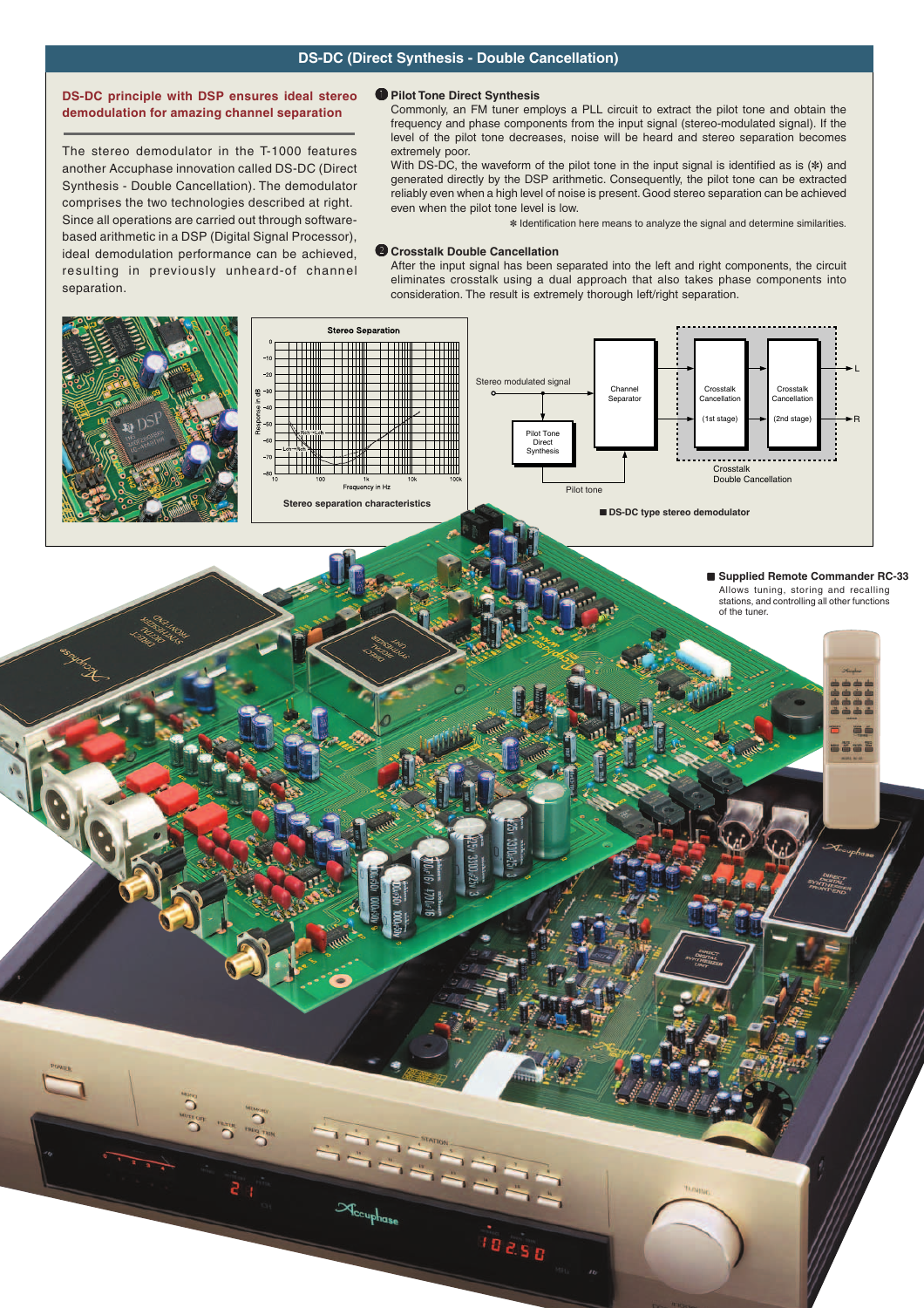## DS-DC (Direct Synthesis - Double Cancellation)

### DS-DC principle with DSP ensures ideal stereo demodulation for amazing channel separation

The stereo demodulator in the T-1000 features another Accuphase innovation called DS-DC (Direct Synthesis - Double Cancellation). The demodulator comprises the two technologies described at right. Since all operations are carried out through software-based arithmetic in a DSP (Digital Signal Processor), ideal demodulation performance can be achieved, resulting in previously unheard-of channel separation.

**❶ Pilot Tone Direct Synthesis**

Commonly, an FM tuner employs a PLL circuit to extract the pilot tone and obtain the frequency and phase components from the input signal (stereo-modulated signal). If the level of the pilot tone decreases, noise will be heard and stereo separation becomes extremely poor.

With DS-DC, the waveform of the pilot tone in the input signal is identified as is (✻) and generated directly by the DSP arithmetic. Consequently, the pilot tone can be extracted reliably even when a high level of noise is present. Good stereo separation can be achieved even when the pilot tone level is low.

✻ Identification here means to analyze the signal and determine similarities.

**❷ Crosstalk Double Cancellation**

After the input signal has been separated into the left and right components, the circuit eliminates crosstalk using a dual approach that also takes phase components into consideration. The result is extremely thorough left/right separation.

Stereo separation characteristics

■ DS-DC type stereo demodulator

■ **Supplied Remote Commander RC-33**

Allows tuning, storing and recalling stations, and controlling all other functions of the tuner.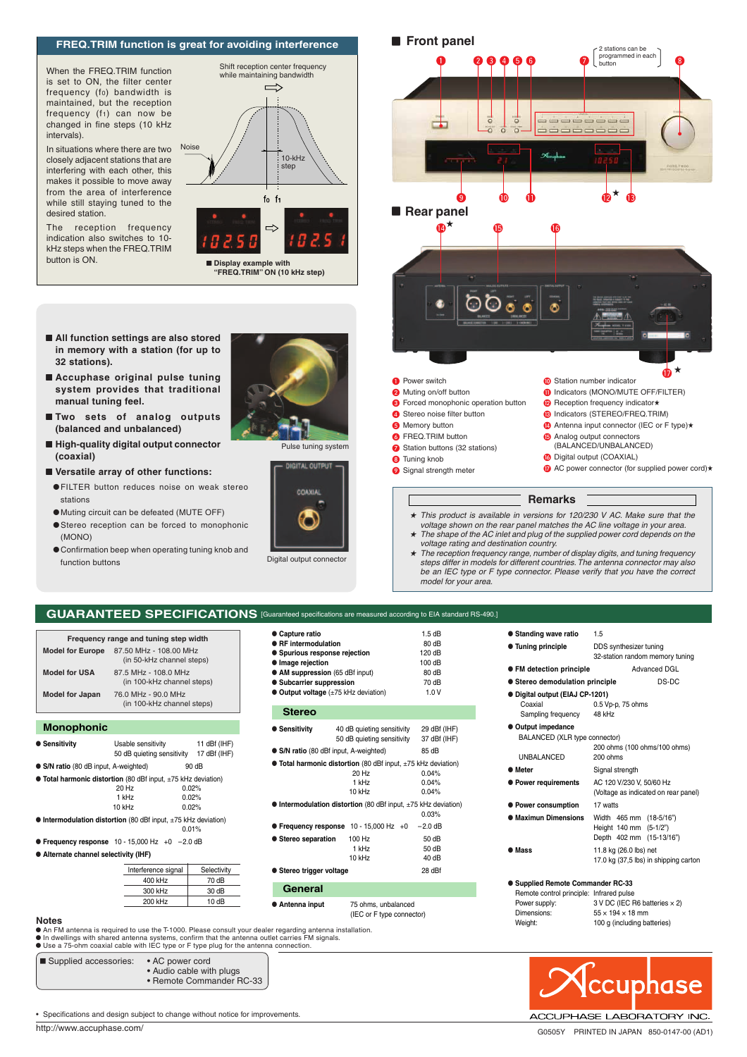## FREQ.TRIM function is great for avoiding interference

When the FREQ.TRIM function is set to ON, the filter center frequency ($f_0$) bandwidth is maintained, but the reception frequency ($f_1$) can now be changed in fine steps (10 kHz intervals).

In situations where there are two closely adjacent stations that are interfering with each other, this makes it possible to move away from the area of interference while still staying tuned to the desired station.

The reception frequency indication also switches to 10-kHz steps when the FREQ.TRIM button is ON.

Shift reception center frequency while maintaining bandwidth

Noise

10-kHz step

$f_0$ $f_1$

10250 ⇨ 10251

■ Display example with "FREQ.TRIM" ON (10 kHz step)

## Front panel

2 stations can be programmed in each button

## Rear panel

1. Power switch
2. Muting on/off button
3. Forced monophonic operation button
4. Stereo noise filter button
5. Memory button
6. FREQ.TRIM button
7. Station buttons (32 stations)
8. Tuning knob
9. Signal strength meter
10. Station number indicator
11. Indicators (MONO/MUTE OFF/FILTER)
12. Reception frequency indicator★
13. Indicators (STEREO/FREQ.TRIM)
14. Antenna input connector (IEC or F type)★
15. Analog output connectors (BALANCED/UNBALANCED)
16. Digital output (COAXIAL)
17. AC power connector (for supplied power cord)★

- ■ All function settings are also stored in memory with a station (for up to 32 stations).
- ■ Accuphase original pulse tuning system provides that traditional manual tuning feel.
- ■ Two sets of analog outputs (balanced and unbalanced)
- ■ High-quality digital output connector (coaxial)
- ■ Versatile array of other functions:
  - ●FILTER button reduces noise on weak stereo stations
  - ●Muting circuit can be defeated (MUTE OFF)
  - ●Stereo reception can be forced to monophonic (MONO)
  - ●Confirmation beep when operating tuning knob and function buttons

Pulse tuning system

Digital output connector

### Remarks

★ *This product is available in versions for 120/230 V AC. Make sure that the voltage shown on the rear panel matches the AC line voltage in your area.*

★ *The shape of the AC inlet and plug of the supplied power cord depends on the voltage rating and destination country.*

★ *The reception frequency range, number of display digits, and tuning frequency steps differ in models for different countries. The antenna connector may also be an IEC type or F type connector. Please verify that you have the correct model for your area.*

## GUARANTEED SPECIFICATIONS [Guaranteed specifications are measured according to EIA standard RS-490.]

**Frequency range and tuning step width**

| | |
|---|---|
| Model for Europe | 87.50 MHz - 108.00 MHz (in 50-kHz channel steps) |
| Model for USA | 87.5 MHz - 108.0 MHz (in 100-kHz channel steps) |
| Model for Japan | 76.0 MHz - 90.0 MHz (in 100-kHz channel steps) |

### Monophonic

- **Sensitivity** Usable sensitivity 11 dBf (IHF); 50 dB quieting sensitivity 17 dBf (IHF)
- **S/N ratio** (80 dB input, A-weighted) 90 dB
- **Total harmonic distortion** (80 dBf input, ±75 kHz deviation) 20 Hz 0.02%; 1 kHz 0.02%; 10 kHz 0.02%
- **Intermodulation distortion** (80 dBf input, ±75 kHz deviation) 0.01%
- **Frequency response** 10 - 15,000 Hz +0 −2.0 dB
- **Alternate channel selectivity (IHF)**

| Interference signal | Selectivity |
|---|---|
| 400 kHz | 70 dB |
| 300 kHz | 30 dB |
| 200 kHz | 10 dB |

- **Capture ratio** 1.5 dB
- **RF intermodulation** 80 dB
- **Spurious response rejection** 120 dB
- **Image rejection** 100 dB
- **AM suppression** (65 dBf input) 80 dB
- **Subcarrier suppression** 70 dB
- **Output voltage** (±75 kHz deviation) 1.0 V

### Stereo

- **Sensitivity** 40 dB quieting sensitivity 29 dBf (IHF); 50 dB quieting sensitivity 37 dBf (IHF)
- **S/N ratio** (80 dB input, A-weighted) 85 dB
- **Total harmonic distortion** (80 dBf input, ±75 kHz deviation) 20 Hz 0.04%; 1 kHz 0.04%; 10 kHz 0.04%
- **Intermodulation distortion** (80 dBf input, ±75 kHz deviation) 0.03%
- **Frequency response** 10 - 15,000 Hz +0 −2.0 dB
- **Stereo separation** 100 Hz 50 dB; 1 kHz 50 dB; 10 kHz 40 dB
- **Stereo trigger voltage** 28 dBf

### General

- **Antenna input** 75 ohms, unbalanced (IEC or F type connector)
- **Standing wave ratio** 1.5
- **Tuning principle** DDS synthesizer tuning; 32-station random memory tuning
- **FM detection principle** Advanced DGL
- **Stereo demodulation principle** DS-DC
- **Digital output (EIAJ CP-1201)** Coaxial 0.5 Vp-p, 75 ohms; Sampling frequency 48 kHz
- **Output impedance** BALANCED (XLR type connector) 200 ohms (100 ohms/100 ohms); UNBALANCED 200 ohms
- **Meter** Signal strength
- **Power requirements** AC 120 V/230 V, 50/60 Hz (Voltage as indicated on rear panel)
- **Power consumption** 17 watts
- **Maximun Dimensions** Width 465 mm (18-5/16"); Height 140 mm (5-1/2"); Depth 402 mm (15-13/16")
- **Mass** 11.8 kg (26.0 lbs) net; 17.0 kg (37.5 lbs) in shipping carton
- **Supplied Remote Commander RC-33**
  - Remote control principle: Infrared pulse
  - Power supply: 3 V DC (IEC R6 batteries × 2)
  - Dimensions: 55 × 194 × 18 mm
  - Weight: 100 g (including batteries)

### Notes

- An FM antenna is required to use the T-1000. Please consult your dealer regarding antenna installation.
- In dwellings with shared antenna systems, confirm that the antenna outlet carries FM signals.
- Use a 75-ohm coaxial cable with IEC type or F type plug for the antenna connection.

■ Supplied accessories:
- AC power cord
- Audio cable with plugs
- Remote Commander RC-33

• Specifications and design subject to change without notice for improvements.

http://www.accuphase.com/

Accuphase

ACCUPHASE LABORATORY INC.

G0505Y PRINTED IN JAPAN 850-0147-00 (AD1)